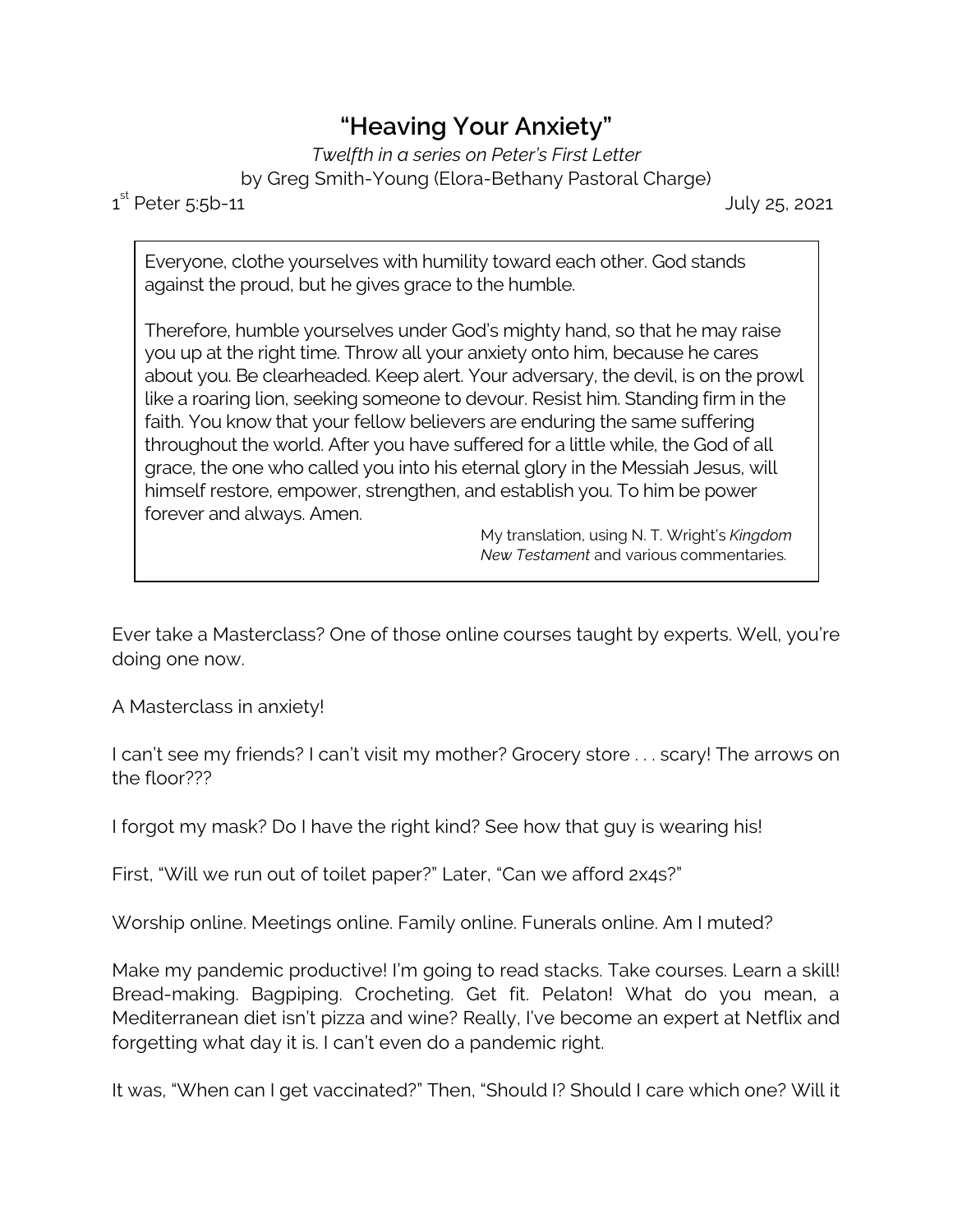# "Heaving Your Anxiety"

*Twelfth in a series on Peter's First Letter*

by Greg Smith-Young (Elora-Bethany Pastoral Charge)

1st Peter 5:5b-11 — July 25, 2021

> Everyone, clothe yourselves with humility toward each other. God stands against the proud, but he gives grace to the humble.
>
> Therefore, humble yourselves under God's mighty hand, so that he may raise you up at the right time. Throw all your anxiety onto him, because he cares about you. Be clearheaded. Keep alert. Your adversary, the devil, is on the prowl like a roaring lion, seeking someone to devour. Resist him. Standing firm in the faith. You know that your fellow believers are enduring the same suffering throughout the world. After you have suffered for a little while, the God of all grace, the one who called you into his eternal glory in the Messiah Jesus, will himself restore, empower, strengthen, and establish you. To him be power forever and always. Amen.
>
> My translation, using N. T. Wright's *Kingdom New Testament* and various commentaries.

Ever take a Masterclass? One of those online courses taught by experts. Well, you're doing one now.

A Masterclass in anxiety!

I can't see my friends? I can't visit my mother? Grocery store . . . scary! The arrows on the floor???

I forgot my mask? Do I have the right kind? See how that guy is wearing his!

First, "Will we run out of toilet paper?" Later, "Can we afford 2x4s?"

Worship online. Meetings online. Family online. Funerals online. Am I muted?

Make my pandemic productive! I'm going to read stacks. Take courses. Learn a skill! Bread-making. Bagpiping. Crocheting. Get fit. Pelaton! What do you mean, a Mediterranean diet isn't pizza and wine? Really, I've become an expert at Netflix and forgetting what day it is. I can't even do a pandemic right.

It was, "When can I get vaccinated?" Then, "Should I? Should I care which one? Will it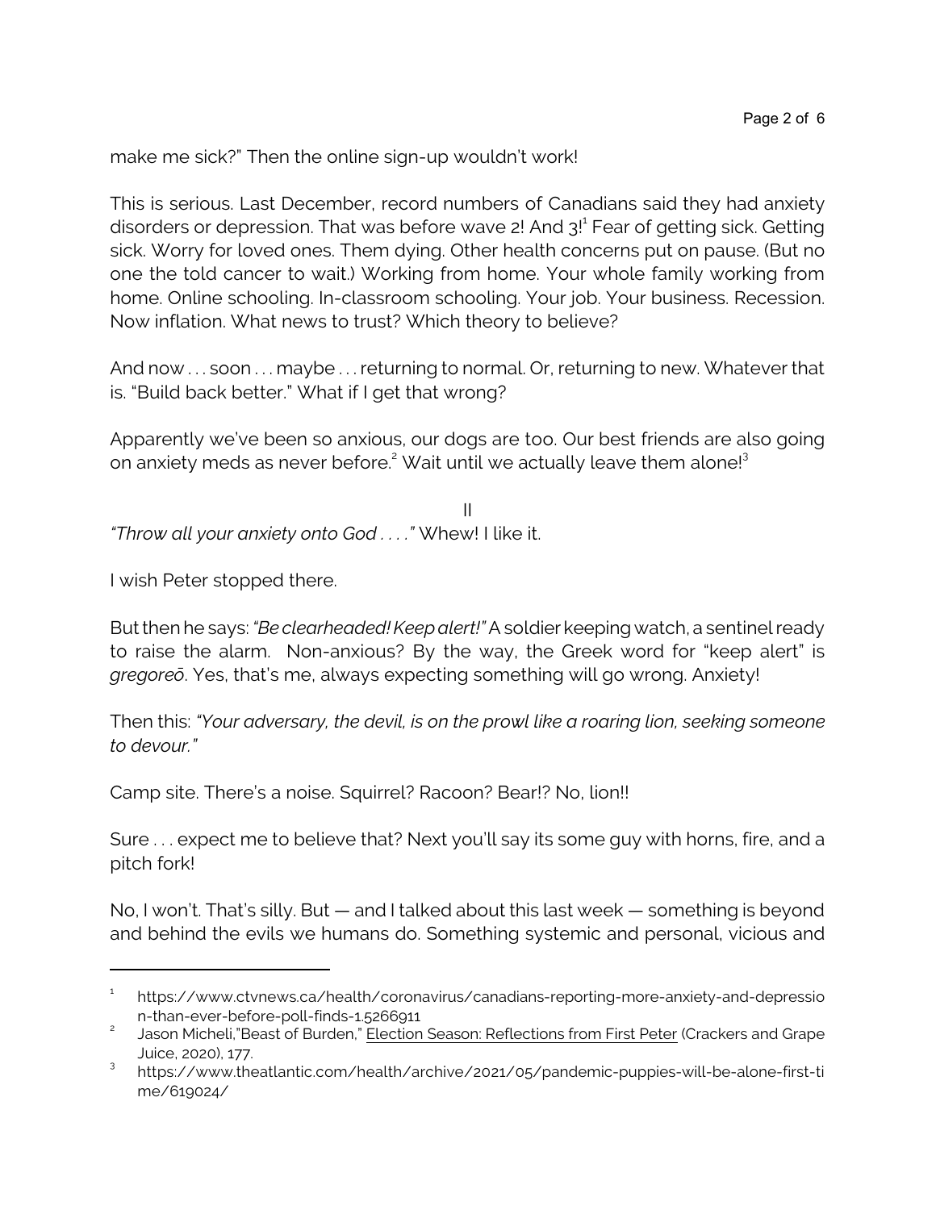make me sick?" Then the online sign-up wouldn't work!

This is serious. Last December, record numbers of Canadians said they had anxiety disorders or depression. That was before wave 2! And 3![1] Fear of getting sick. Getting sick. Worry for loved ones. Them dying. Other health concerns put on pause. (But no one the told cancer to wait.) Working from home. Your whole family working from home. Online schooling. In-classroom schooling. Your job. Your business. Recession. Now inflation. What news to trust? Which theory to believe?

And now . . . soon . . . maybe . . . returning to normal. Or, returning to new. Whatever that is. "Build back better." What if I get that wrong?

Apparently we've been so anxious, our dogs are too. Our best friends are also going on anxiety meds as never before.[2] Wait until we actually leave them alone![3]

II

*"Throw all your anxiety onto God . . . ."* Whew! I like it.

I wish Peter stopped there.

But then he says: *"Be clearheaded! Keep alert!"* A soldier keeping watch, a sentinel ready to raise the alarm. Non-anxious? By the way, the Greek word for "keep alert" is *gregoreō*. Yes, that's me, always expecting something will go wrong. Anxiety!

Then this: *"Your adversary, the devil, is on the prowl like a roaring lion, seeking someone to devour."*

Camp site. There's a noise. Squirrel? Racoon? Bear!? No, lion!!

Sure . . . expect me to believe that? Next you'll say its some guy with horns, fire, and a pitch fork!

No, I won't. That's silly. But — and I talked about this last week — something is beyond and behind the evils we humans do. Something systemic and personal, vicious and

---

1 https://www.ctvnews.ca/health/coronavirus/canadians-reporting-more-anxiety-and-depression-than-ever-before-poll-finds-1.5266911

2 Jason Micheli,"Beast of Burden," Election Season: Reflections from First Peter (Crackers and Grape Juice, 2020), 177.

3 https://www.theatlantic.com/health/archive/2021/05/pandemic-puppies-will-be-alone-first-time/619024/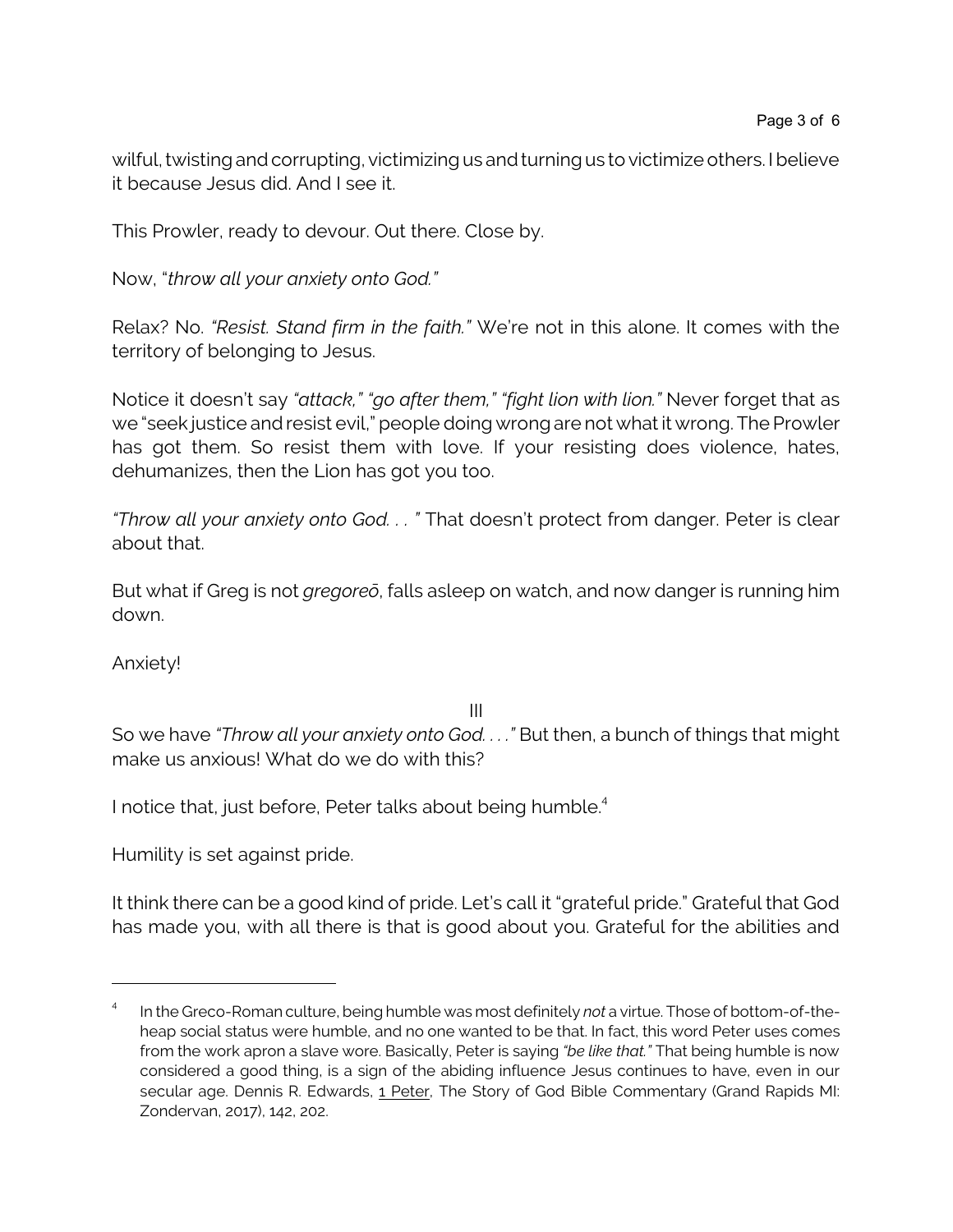wilful, twisting and corrupting, victimizing us and turning us to victimize others. I believe it because Jesus did. And I see it.

This Prowler, ready to devour. Out there. Close by.

Now, "*throw all your anxiety onto God.*"

Relax? No. *"Resist. Stand firm in the faith."* We're not in this alone. It comes with the territory of belonging to Jesus.

Notice it doesn't say *"attack," "go after them," "fight lion with lion."* Never forget that as we "seek justice and resist evil," people doing wrong are not what it wrong. The Prowler has got them. So resist them with love. If your resisting does violence, hates, dehumanizes, then the Lion has got you too.

*"Throw all your anxiety onto God. . . "* That doesn't protect from danger. Peter is clear about that.

But what if Greg is not *gregoreō*, falls asleep on watch, and now danger is running him down.

Anxiety!

III

So we have *"Throw all your anxiety onto God. . . ."* But then, a bunch of things that might make us anxious! What do we do with this?

I notice that, just before, Peter talks about being humble.[4]

Humility is set against pride.

It think there can be a good kind of pride. Let's call it "grateful pride." Grateful that God has made you, with all there is that is good about you. Grateful for the abilities and

---

[4] In the Greco-Roman culture, being humble was most definitely *not* a virtue. Those of bottom-of-the-heap social status were humble, and no one wanted to be that. In fact, this word Peter uses comes from the work apron a slave wore. Basically, Peter is saying *"be like that."* That being humble is now considered a good thing, is a sign of the abiding influence Jesus continues to have, even in our secular age. Dennis R. Edwards, 1 Peter, The Story of God Bible Commentary (Grand Rapids MI: Zondervan, 2017), 142, 202.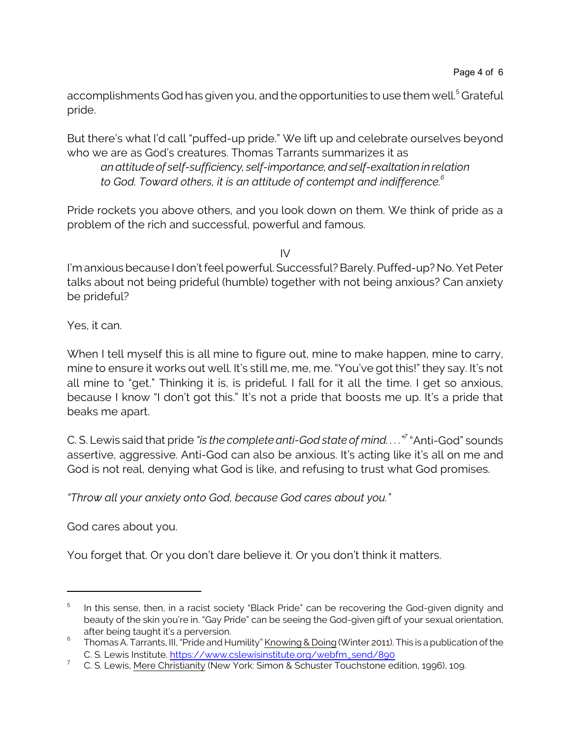accomplishments God has given you, and the opportunities to use them well.[5] Grateful pride.

But there's what I'd call "puffed-up pride." We lift up and celebrate ourselves beyond who we are as God's creatures. Thomas Tarrants summarizes it as

> *an attitude of self-sufficiency, self-importance, and self-exaltation in relation to God. Toward others, it is an attitude of contempt and indifference.*[6]

Pride rockets you above others, and you look down on them. We think of pride as a problem of the rich and successful, powerful and famous.

IV

I'm anxious because I don't feel powerful. Successful? Barely. Puffed-up? No. Yet Peter talks about not being prideful (humble) together with not being anxious? Can anxiety be prideful?

Yes, it can.

When I tell myself this is all mine to figure out, mine to make happen, mine to carry, mine to ensure it works out well. It's still me, me, me. "You've got this!" they say. It's not all mine to "get." Thinking it is, is prideful. I fall for it all the time. I get so anxious, because I know "I don't got this." It's not a pride that boosts me up. It's a pride that beaks me apart.

C. S. Lewis said that pride *"is the complete anti-God state of mind. . . ."*[7] "Anti-God" sounds assertive, aggressive. Anti-God can also be anxious. It's acting like it's all on me and God is not real, denying what God is like, and refusing to trust what God promises.

*"Throw all your anxiety onto God, because God cares about you."*

God cares about you.

You forget that. Or you don't dare believe it. Or you don't think it matters.

---

[5] In this sense, then, in a racist society "Black Pride" can be recovering the God-given dignity and beauty of the skin you're in. "Gay Pride" can be seeing the God-given gift of your sexual orientation, after being taught it's a perversion.

[6] Thomas A. Tarrants, III, "Pride and Humility" Knowing & Doing (Winter 2011). This is a publication of the C. S. Lewis Institute. https://www.cslewisinstitute.org/webfm_send/890

[7] C. S. Lewis, Mere Christianity (New York: Simon & Schuster Touchstone edition, 1996), 109.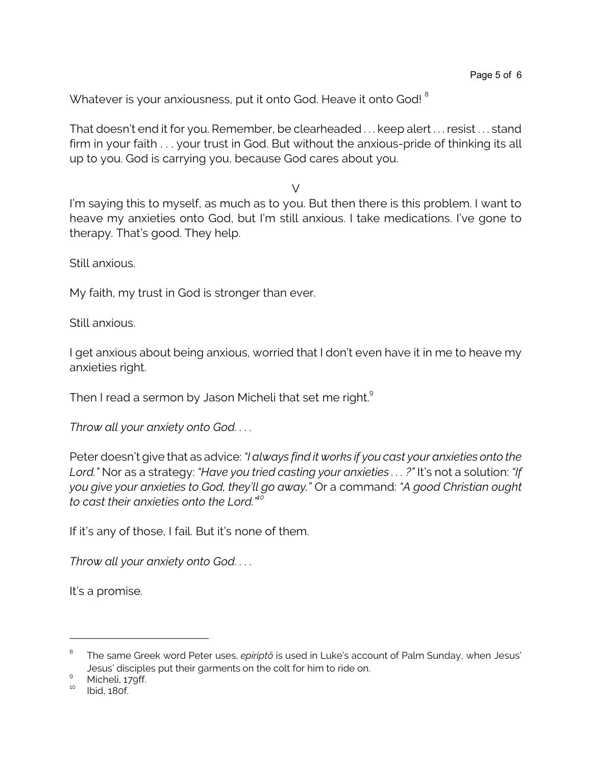Whatever is your anxiousness, put it onto God. Heave it onto God! [8]

That doesn't end it for you. Remember, be clearheaded . . . keep alert . . . resist . . . stand firm in your faith . . . your trust in God. But without the anxious-pride of thinking its all up to you. God is carrying you, because God cares about you.

V

I'm saying this to myself, as much as to you. But then there is this problem. I want to heave my anxieties onto God, but I'm still anxious. I take medications. I've gone to therapy. That's good. They help.

Still anxious.

My faith, my trust in God is stronger than ever.

Still anxious.

I get anxious about being anxious, worried that I don't even have it in me to heave my anxieties right.

Then I read a sermon by Jason Micheli that set me right.[9]

*Throw all your anxiety onto God. . . .*

Peter doesn't give that as advice: *"I always find it works if you cast your anxieties onto the Lord."* Nor as a strategy: *"Have you tried casting your anxieties . . . ?"* It's not a solution: *"If you give your anxieties to God, they'll go away."* Or a command: *"A good Christian ought to cast their anxieties onto the Lord."*[10]

If it's any of those, I fail. But it's none of them.

*Throw all your anxiety onto God. . . .*

It's a promise.

---

[8] The same Greek word Peter uses, *epiriptō* is used in Luke's account of Palm Sunday, when Jesus' Jesus' disciples put their garments on the colt for him to ride on.

[9] Micheli, 179ff.

[10] Ibid, 180f.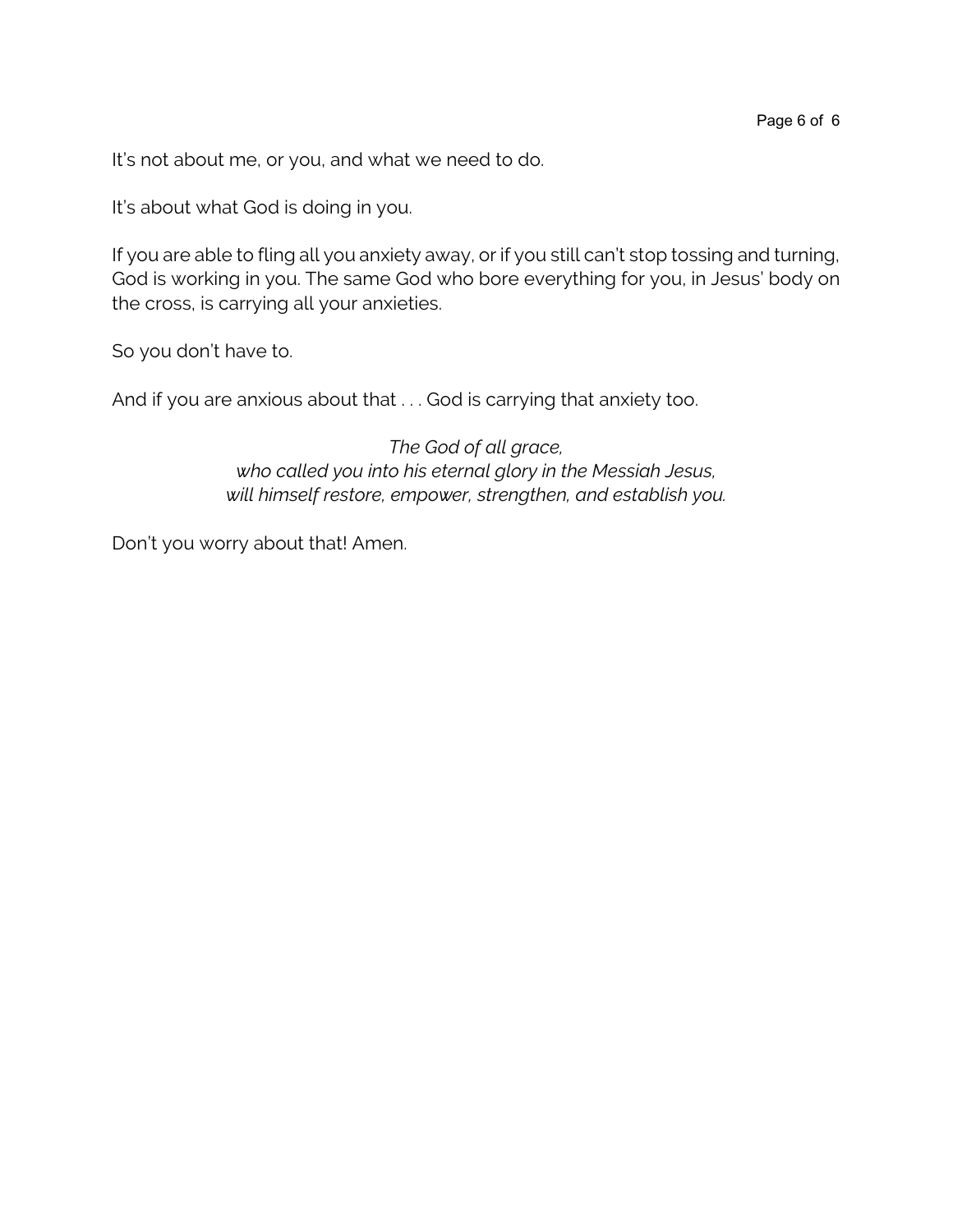It's not about me, or you, and what we need to do.

It's about what God is doing in you.

If you are able to fling all you anxiety away, or if you still can't stop tossing and turning, God is working in you. The same God who bore everything for you, in Jesus' body on the cross, is carrying all your anxieties.

So you don't have to.

And if you are anxious about that . . . God is carrying that anxiety too.

*The God of all grace,*
*who called you into his eternal glory in the Messiah Jesus,*
*will himself restore, empower, strengthen, and establish you.*

Don't you worry about that! Amen.